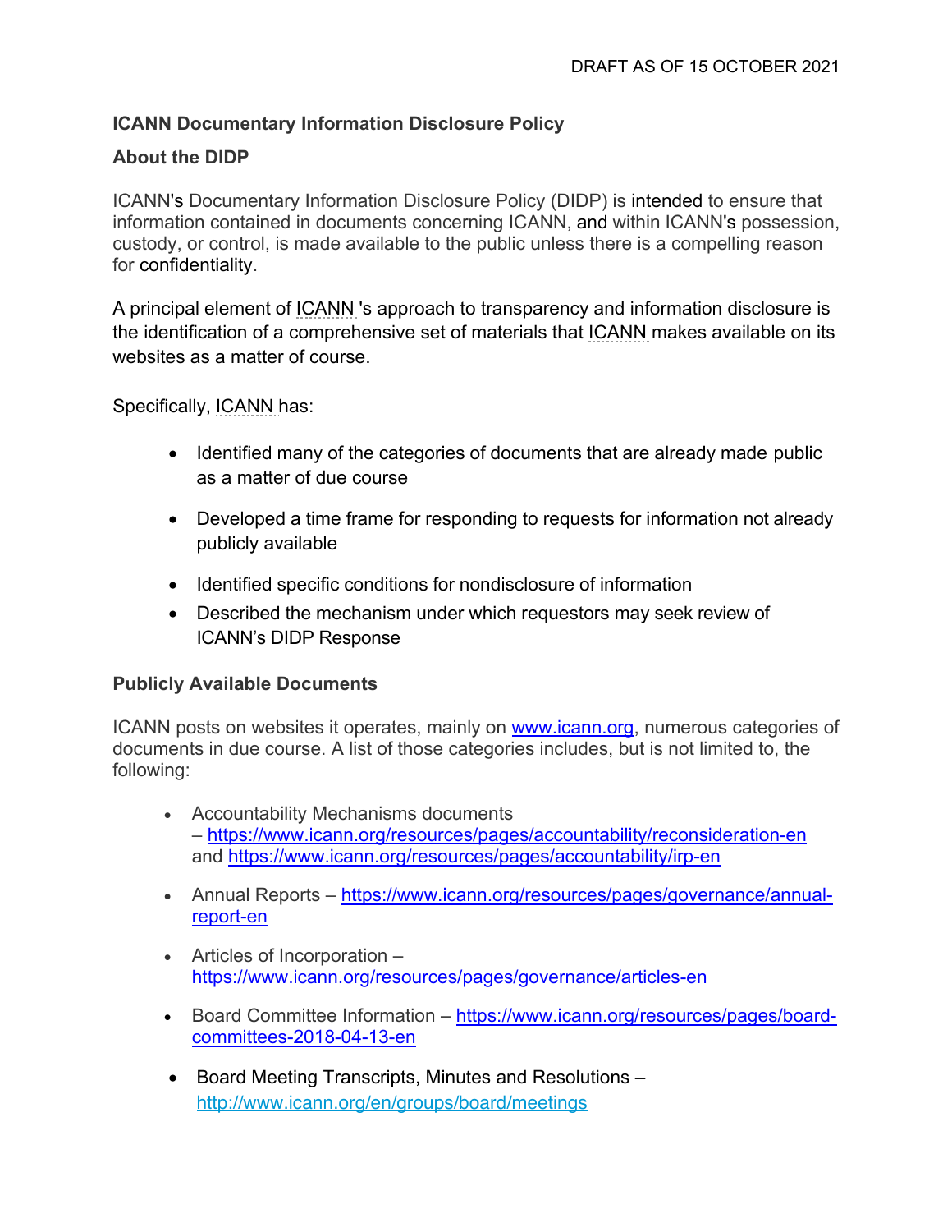DRAFT AS OF 15 OCTOBER 2021

**ICANN Documentary Information Disclosure Policy**

**About the DIDP**

ICANN's Documentary Information Disclosure Policy (DIDP) is intended to ensure that information contained in documents concerning ICANN, and within ICANN's possession, custody, or control, is made available to the public unless there is a compelling reason for confidentiality.

A principal element of ICANN 's approach to transparency and information disclosure is the identification of a comprehensive set of materials that ICANN makes available on its websites as a matter of course.

Specifically, ICANN has:

- Identified many of the categories of documents that are already made public as a matter of due course
- Developed a time frame for responding to requests for information not already publicly available
- Identified specific conditions for nondisclosure of information
- Described the mechanism under which requestors may seek review of ICANN's DIDP Response

**Publicly Available Documents**

ICANN posts on websites it operates, mainly on www.icann.org, numerous categories of documents in due course. A list of those categories includes, but is not limited to, the following:

- Accountability Mechanisms documents – https://www.icann.org/resources/pages/accountability/reconsideration-en and https://www.icann.org/resources/pages/accountability/irp-en
- Annual Reports – https://www.icann.org/resources/pages/governance/annual-report-en
- Articles of Incorporation – https://www.icann.org/resources/pages/governance/articles-en
- Board Committee Information – https://www.icann.org/resources/pages/board-committees-2018-04-13-en
- Board Meeting Transcripts, Minutes and Resolutions – http://www.icann.org/en/groups/board/meetings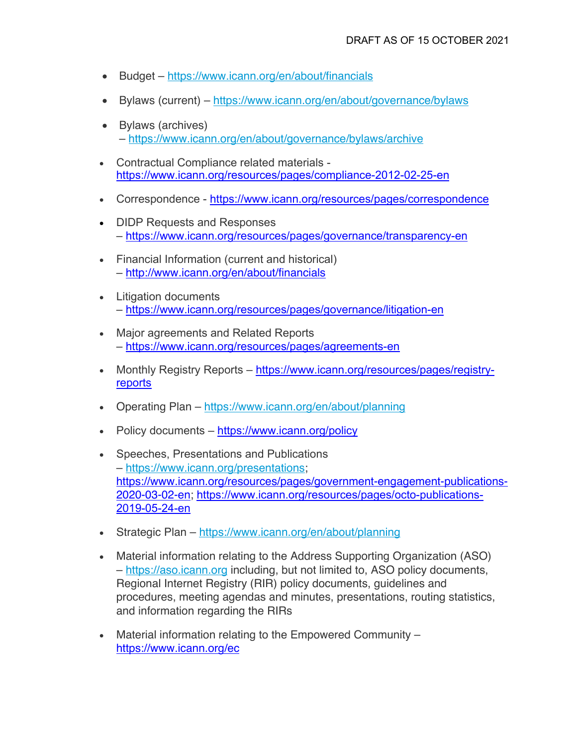- Budget – https://www.icann.org/en/about/financials
- Bylaws (current) – https://www.icann.org/en/about/governance/bylaws
- Bylaws (archives) – https://www.icann.org/en/about/governance/bylaws/archive
- Contractual Compliance related materials - https://www.icann.org/resources/pages/compliance-2012-02-25-en
- Correspondence - https://www.icann.org/resources/pages/correspondence
- DIDP Requests and Responses – https://www.icann.org/resources/pages/governance/transparency-en
- Financial Information (current and historical) – http://www.icann.org/en/about/financials
- Litigation documents – https://www.icann.org/resources/pages/governance/litigation-en
- Major agreements and Related Reports – https://www.icann.org/resources/pages/agreements-en
- Monthly Registry Reports – https://www.icann.org/resources/pages/registry-reports
- Operating Plan – https://www.icann.org/en/about/planning
- Policy documents – https://www.icann.org/policy
- Speeches, Presentations and Publications – https://www.icann.org/presentations; https://www.icann.org/resources/pages/government-engagement-publications-2020-03-02-en; https://www.icann.org/resources/pages/octo-publications-2019-05-24-en
- Strategic Plan – https://www.icann.org/en/about/planning
- Material information relating to the Address Supporting Organization (ASO) – https://aso.icann.org including, but not limited to, ASO policy documents, Regional Internet Registry (RIR) policy documents, guidelines and procedures, meeting agendas and minutes, presentations, routing statistics, and information regarding the RIRs
- Material information relating to the Empowered Community – https://www.icann.org/ec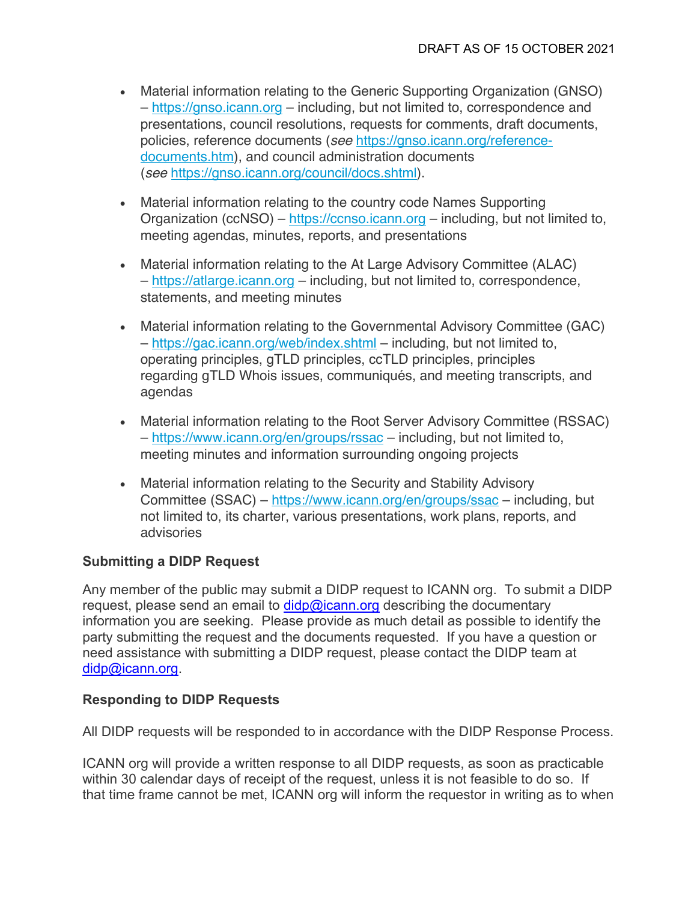- Material information relating to the Generic Supporting Organization (GNSO) – https://gnso.icann.org – including, but not limited to, correspondence and presentations, council resolutions, requests for comments, draft documents, policies, reference documents (*see* https://gnso.icann.org/reference-documents.htm), and council administration documents (*see* https://gnso.icann.org/council/docs.shtml).

- Material information relating to the country code Names Supporting Organization (ccNSO) – https://ccnso.icann.org – including, but not limited to, meeting agendas, minutes, reports, and presentations

- Material information relating to the At Large Advisory Committee (ALAC) – https://atlarge.icann.org – including, but not limited to, correspondence, statements, and meeting minutes

- Material information relating to the Governmental Advisory Committee (GAC) – https://gac.icann.org/web/index.shtml – including, but not limited to, operating principles, gTLD principles, ccTLD principles, principles regarding gTLD Whois issues, communiqués, and meeting transcripts, and agendas

- Material information relating to the Root Server Advisory Committee (RSSAC) – https://www.icann.org/en/groups/rssac – including, but not limited to, meeting minutes and information surrounding ongoing projects

- Material information relating to the Security and Stability Advisory Committee (SSAC) – https://www.icann.org/en/groups/ssac – including, but not limited to, its charter, various presentations, work plans, reports, and advisories

**Submitting a DIDP Request**

Any member of the public may submit a DIDP request to ICANN org. To submit a DIDP request, please send an email to didp@icann.org describing the documentary information you are seeking. Please provide as much detail as possible to identify the party submitting the request and the documents requested. If you have a question or need assistance with submitting a DIDP request, please contact the DIDP team at didp@icann.org.

**Responding to DIDP Requests**

All DIDP requests will be responded to in accordance with the DIDP Response Process.

ICANN org will provide a written response to all DIDP requests, as soon as practicable within 30 calendar days of receipt of the request, unless it is not feasible to do so. If that time frame cannot be met, ICANN org will inform the requestor in writing as to when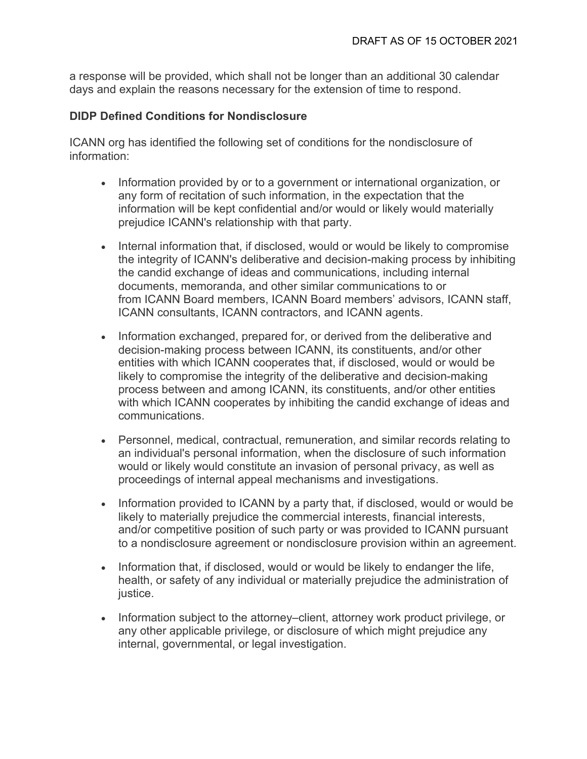a response will be provided, which shall not be longer than an additional 30 calendar days and explain the reasons necessary for the extension of time to respond.

**DIDP Defined Conditions for Nondisclosure**

ICANN org has identified the following set of conditions for the nondisclosure of information:

- Information provided by or to a government or international organization, or any form of recitation of such information, in the expectation that the information will be kept confidential and/or would or likely would materially prejudice ICANN's relationship with that party.
- Internal information that, if disclosed, would or would be likely to compromise the integrity of ICANN's deliberative and decision-making process by inhibiting the candid exchange of ideas and communications, including internal documents, memoranda, and other similar communications to or from ICANN Board members, ICANN Board members' advisors, ICANN staff, ICANN consultants, ICANN contractors, and ICANN agents.
- Information exchanged, prepared for, or derived from the deliberative and decision-making process between ICANN, its constituents, and/or other entities with which ICANN cooperates that, if disclosed, would or would be likely to compromise the integrity of the deliberative and decision-making process between and among ICANN, its constituents, and/or other entities with which ICANN cooperates by inhibiting the candid exchange of ideas and communications.
- Personnel, medical, contractual, remuneration, and similar records relating to an individual's personal information, when the disclosure of such information would or likely would constitute an invasion of personal privacy, as well as proceedings of internal appeal mechanisms and investigations.
- Information provided to ICANN by a party that, if disclosed, would or would be likely to materially prejudice the commercial interests, financial interests, and/or competitive position of such party or was provided to ICANN pursuant to a nondisclosure agreement or nondisclosure provision within an agreement.
- Information that, if disclosed, would or would be likely to endanger the life, health, or safety of any individual or materially prejudice the administration of justice.
- Information subject to the attorney–client, attorney work product privilege, or any other applicable privilege, or disclosure of which might prejudice any internal, governmental, or legal investigation.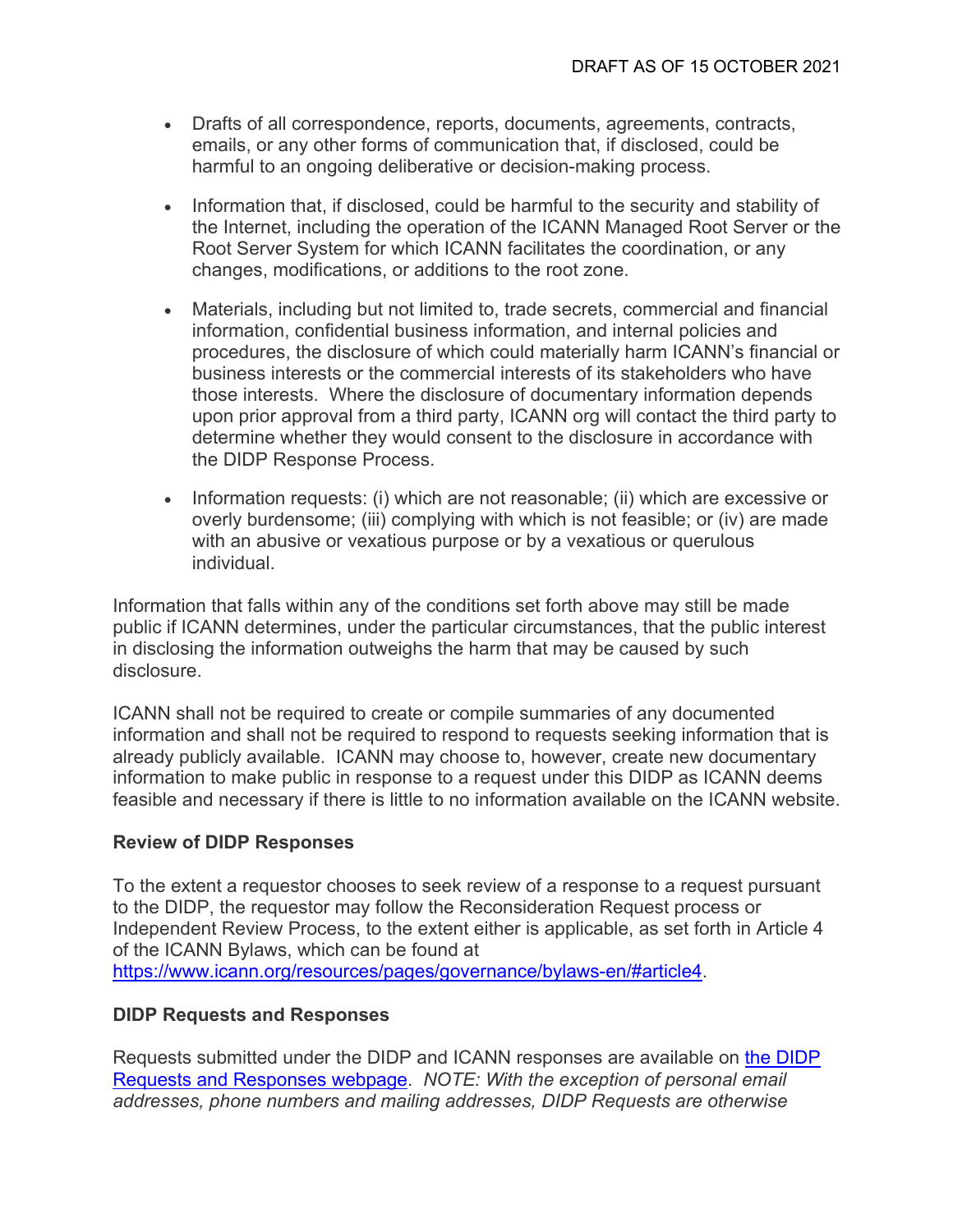- Drafts of all correspondence, reports, documents, agreements, contracts, emails, or any other forms of communication that, if disclosed, could be harmful to an ongoing deliberative or decision-making process.

- Information that, if disclosed, could be harmful to the security and stability of the Internet, including the operation of the ICANN Managed Root Server or the Root Server System for which ICANN facilitates the coordination, or any changes, modifications, or additions to the root zone.

- Materials, including but not limited to, trade secrets, commercial and financial information, confidential business information, and internal policies and procedures, the disclosure of which could materially harm ICANN's financial or business interests or the commercial interests of its stakeholders who have those interests. Where the disclosure of documentary information depends upon prior approval from a third party, ICANN org will contact the third party to determine whether they would consent to the disclosure in accordance with the DIDP Response Process.

- Information requests: (i) which are not reasonable; (ii) which are excessive or overly burdensome; (iii) complying with which is not feasible; or (iv) are made with an abusive or vexatious purpose or by a vexatious or querulous individual.

Information that falls within any of the conditions set forth above may still be made public if ICANN determines, under the particular circumstances, that the public interest in disclosing the information outweighs the harm that may be caused by such disclosure.

ICANN shall not be required to create or compile summaries of any documented information and shall not be required to respond to requests seeking information that is already publicly available. ICANN may choose to, however, create new documentary information to make public in response to a request under this DIDP as ICANN deems feasible and necessary if there is little to no information available on the ICANN website.

**Review of DIDP Responses**

To the extent a requestor chooses to seek review of a response to a request pursuant to the DIDP, the requestor may follow the Reconsideration Request process or Independent Review Process, to the extent either is applicable, as set forth in Article 4 of the ICANN Bylaws, which can be found at https://www.icann.org/resources/pages/governance/bylaws-en/#article4.

**DIDP Requests and Responses**

Requests submitted under the DIDP and ICANN responses are available on the DIDP Requests and Responses webpage. *NOTE: With the exception of personal email addresses, phone numbers and mailing addresses, DIDP Requests are otherwise*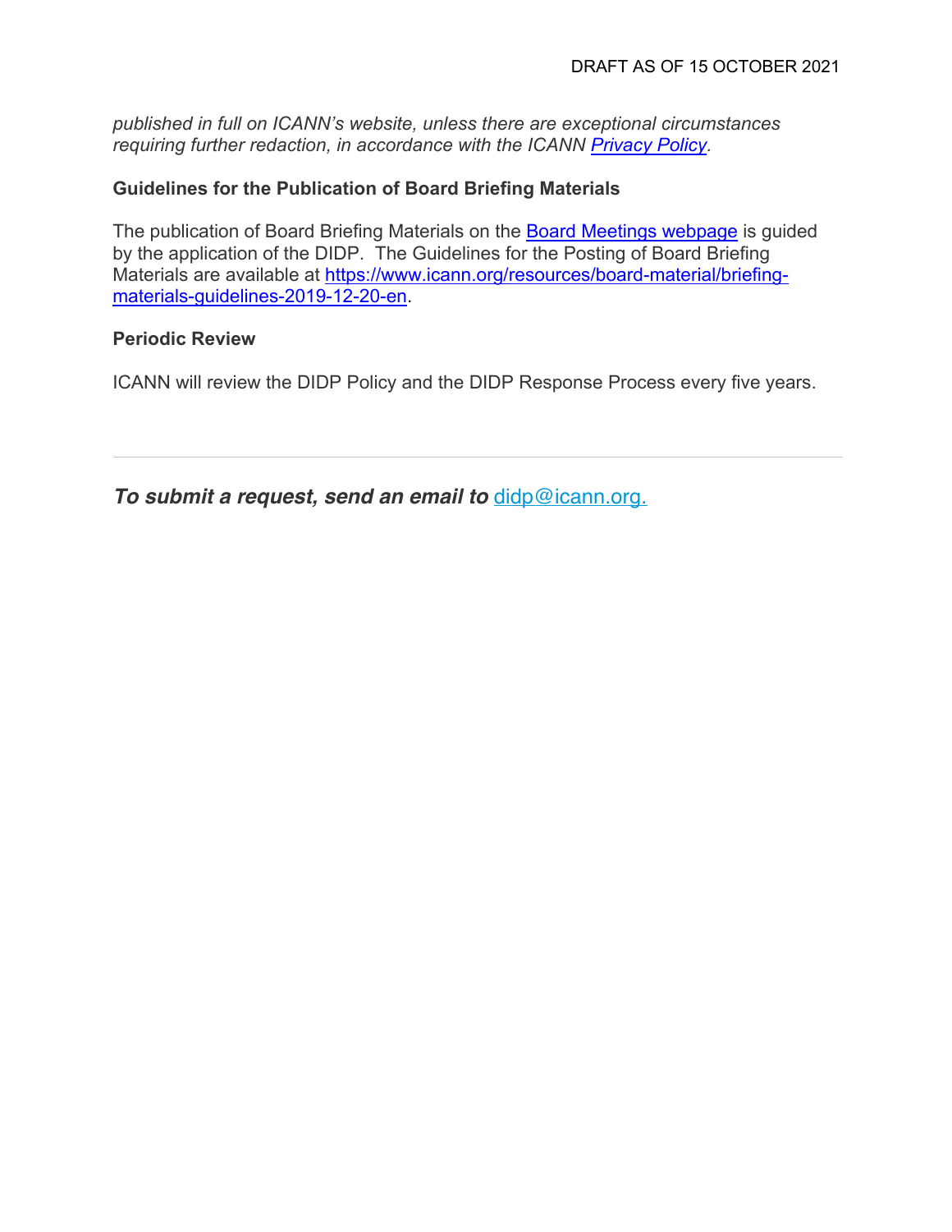*published in full on ICANN's website, unless there are exceptional circumstances requiring further redaction, in accordance with the ICANN Privacy Policy.*

**Guidelines for the Publication of Board Briefing Materials**

The publication of Board Briefing Materials on the Board Meetings webpage is guided by the application of the DIDP. The Guidelines for the Posting of Board Briefing Materials are available at https://www.icann.org/resources/board-material/briefing-materials-guidelines-2019-12-20-en.

**Periodic Review**

ICANN will review the DIDP Policy and the DIDP Response Process every five years.

---

***To submit a request, send an email to*** didp@icann.org.